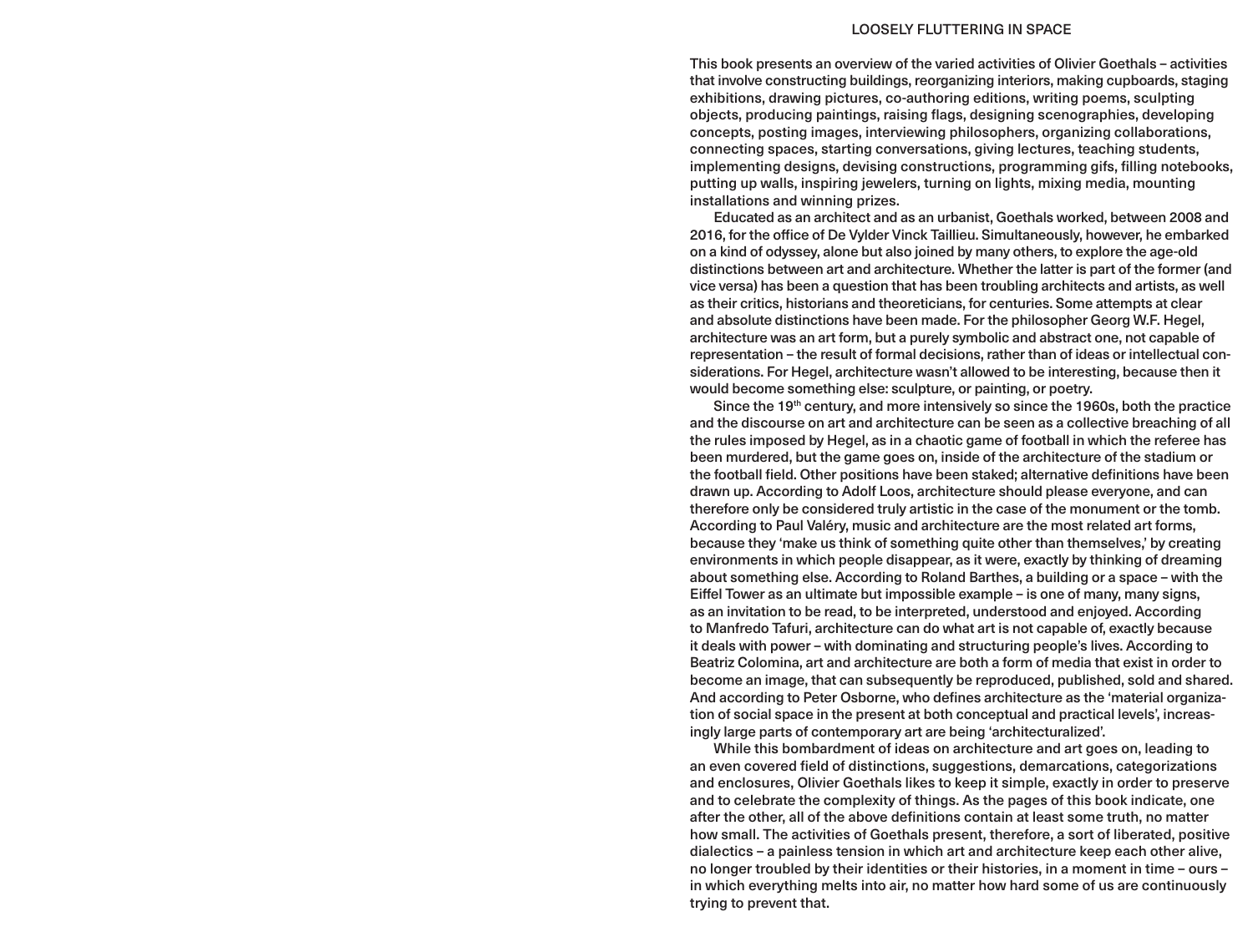# LOOSELY FLUTTERING IN SPACE

This book presents an overview of the varied activities of Olivier Goethals – activities that involve constructing buildings, reorganizing interiors, making cupboards, staging exhibitions, drawing pictures, co-authoring editions, writing poems, sculpting objects, producing paintings, raising flags, designing scenographies, developing concepts, posting images, interviewing philosophers, organizing collaborations, connecting spaces, starting conversations, giving lectures, teaching students, implementing designs, devising constructions, programming gifs, filling notebooks, putting up walls, inspiring jewelers, turning on lights, mixing media, mounting installations and winning prizes.

Educated as an architect and as an urbanist, Goethals worked, between 2008 and 2016, for the office of De Vylder Vinck Taillieu. Simultaneously, however, he embarked on a kind of odyssey, alone but also joined by many others, to explore the age-old distinctions between art and architecture. Whether the latter is part of the former (and vice versa) has been a question that has been troubling architects and artists, as well as their critics, historians and theoreticians, for centuries. Some attempts at clear and absolute distinctions have been made. For the philosopher Georg W.F. Hegel, architecture was an art form, but a purely symbolic and abstract one, not capable of representation – the result of formal decisions, rather than of ideas or intellectual considerations. For Hegel, architecture wasn't allowed to be interesting, because then it would become something else: sculpture, or painting, or poetry.

Since the 19th century, and more intensively so since the 1960s, both the practice and the discourse on art and architecture can be seen as a collective breaching of all the rules imposed by Hegel, as in a chaotic game of football in which the referee has been murdered, but the game goes on, inside of the architecture of the stadium or the football field. Other positions have been staked; alternative definitions have been drawn up. According to Adolf Loos, architecture should please everyone, and can therefore only be considered truly artistic in the case of the monument or the tomb. According to Paul Valéry, music and architecture are the most related art forms, because they 'make us think of something quite other than themselves,' by creating environments in which people disappear, as it were, exactly by thinking of dreaming about something else. According to Roland Barthes, a building or a space – with the Eiffel Tower as an ultimate but impossible example – is one of many, many signs, as an invitation to be read, to be interpreted, understood and enjoyed. According to Manfredo Tafuri, architecture can do what art is not capable of, exactly because it deals with power – with dominating and structuring people's lives. According to Beatriz Colomina, art and architecture are both a form of media that exist in order to become an image, that can subsequently be reproduced, published, sold and shared. And according to Peter Osborne, who defines architecture as the 'material organization of social space in the present at both conceptual and practical levels', increasingly large parts of contemporary art are being 'architecturalized'.

While this bombardment of ideas on architecture and art goes on, leading to an even covered field of distinctions, suggestions, demarcations, categorizations and enclosures, Olivier Goethals likes to keep it simple, exactly in order to preserve and to celebrate the complexity of things. As the pages of this book indicate, one after the other, all of the above definitions contain at least some truth, no matter how small. The activities of Goethals present, therefore, a sort of liberated, positive dialectics – a painless tension in which art and architecture keep each other alive, no longer troubled by their identities or their histories, in a moment in time – ours – in which everything melts into air, no matter how hard some of us are continuously trying to prevent that.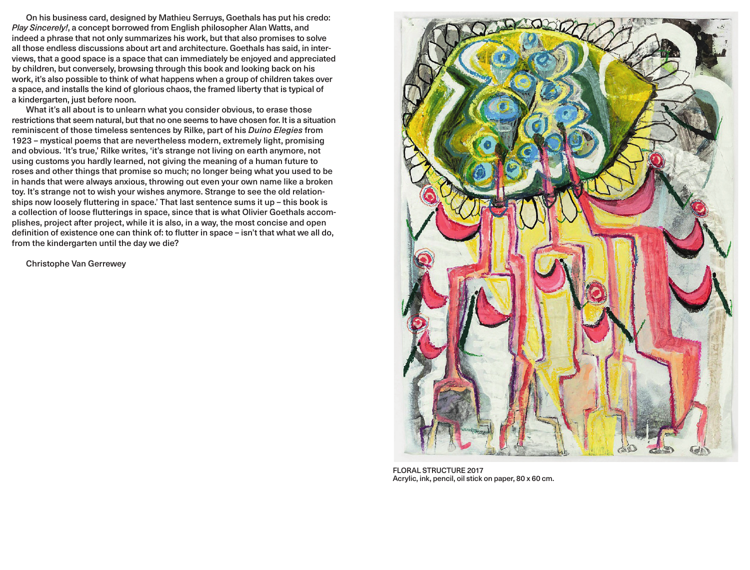On his business card, designed by Mathieu Serruys, Goethals has put his credo: *Play Sincerely!*, a concept borrowed from English philosopher Alan Watts, and indeed a phrase that not only summarizes his work, but that also promises to solve all those endless discussions about art and architecture. Goethals has said, in interviews, that a good space is a space that can immediately be enjoyed and appreciated by children, but conversely, browsing through this book and looking back on his work, it's also possible to think of what happens when a group of children takes over a space, and installs the kind of glorious chaos, the framed liberty that is typical of a kindergarten, just before noon.

What it's all about is to unlearn what you consider obvious, to erase those restrictions that seem natural, but that no one seems to have chosen for. It is a situation reminiscent of those timeless sentences by Rilke, part of his *Duino Elegies* from 1923 – mystical poems that are nevertheless modern, extremely light, promising and obvious. 'It's true,' Rilke writes, 'it's strange not living on earth anymore, not using customs you hardly learned, not giving the meaning of a human future to roses and other things that promise so much; no longer being what you used to be in hands that were always anxious, throwing out even your own name like a broken toy. It's strange not to wish your wishes anymore. Strange to see the old relationships now loosely fluttering in space.' That last sentence sums it up – this book is a collection of loose flutterings in space, since that is what Olivier Goethals accomplishes, project after project, while it is also, in a way, the most concise and open definition of existence one can think of: to flutter in space – isn't that what we all do, from the kindergarten until the day we die?

Christophe Van Gerrewey

**FLORAL STRUCTURE 2017**
**Acrylic, ink, pencil, oil stick on paper, 80 x 60 cm.**